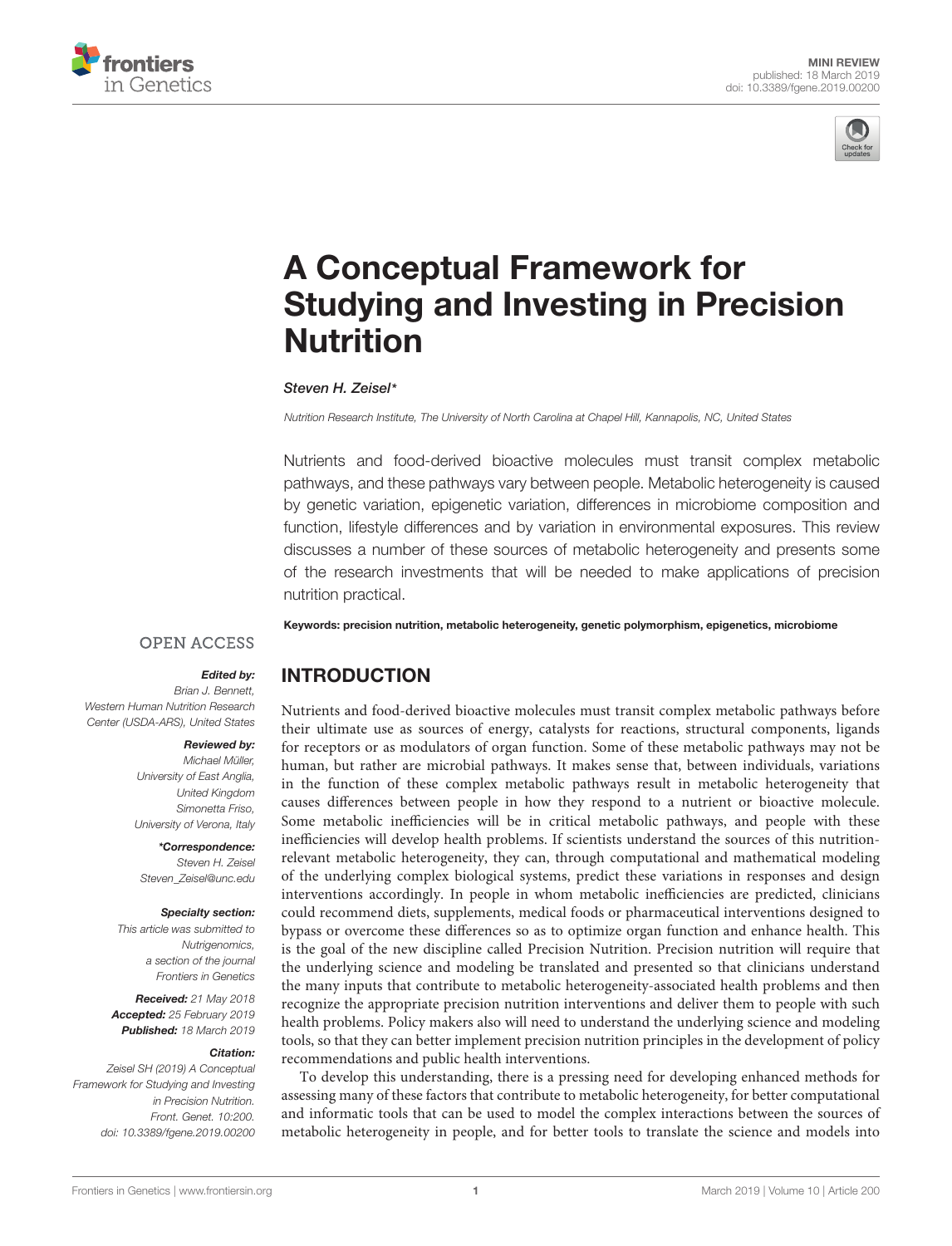MINI REVIEW
published: 18 March 2019
doi: 10.3389/fgene.2019.00200

# A Conceptual Framework for Studying and Investing in Precision Nutrition

*Steven H. Zeisel\**

*Nutrition Research Institute, The University of North Carolina at Chapel Hill, Kannapolis, NC, United States*

Nutrients and food-derived bioactive molecules must transit complex metabolic pathways, and these pathways vary between people. Metabolic heterogeneity is caused by genetic variation, epigenetic variation, differences in microbiome composition and function, lifestyle differences and by variation in environmental exposures. This review discusses a number of these sources of metabolic heterogeneity and presents some of the research investments that will be needed to make applications of precision nutrition practical.

**Keywords: precision nutrition, metabolic heterogeneity, genetic polymorphism, epigenetics, microbiome**

OPEN ACCESS

***Edited by:***
Brian J. Bennett,
Western Human Nutrition Research Center (USDA-ARS), United States

***Reviewed by:***
Michael Müller,
University of East Anglia, United Kingdom
Simonetta Friso,
University of Verona, Italy

***\*Correspondence:***
Steven H. Zeisel
Steven_Zeisel@unc.edu

***Specialty section:***
This article was submitted to Nutrigenomics, a section of the journal Frontiers in Genetics

***Received:*** 21 May 2018
***Accepted:*** 25 February 2019
***Published:*** 18 March 2019

***Citation:***
Zeisel SH (2019) A Conceptual Framework for Studying and Investing in Precision Nutrition. Front. Genet. 10:200. doi: 10.3389/fgene.2019.00200

## INTRODUCTION

Nutrients and food-derived bioactive molecules must transit complex metabolic pathways before their ultimate use as sources of energy, catalysts for reactions, structural components, ligands for receptors or as modulators of organ function. Some of these metabolic pathways may not be human, but rather are microbial pathways. It makes sense that, between individuals, variations in the function of these complex metabolic pathways result in metabolic heterogeneity that causes differences between people in how they respond to a nutrient or bioactive molecule. Some metabolic inefficiencies will be in critical metabolic pathways, and people with these inefficiencies will develop health problems. If scientists understand the sources of this nutrition-relevant metabolic heterogeneity, they can, through computational and mathematical modeling of the underlying complex biological systems, predict these variations in responses and design interventions accordingly. In people in whom metabolic inefficiencies are predicted, clinicians could recommend diets, supplements, medical foods or pharmaceutical interventions designed to bypass or overcome these differences so as to optimize organ function and enhance health. This is the goal of the new discipline called Precision Nutrition. Precision nutrition will require that the underlying science and modeling be translated and presented so that clinicians understand the many inputs that contribute to metabolic heterogeneity-associated health problems and then recognize the appropriate precision nutrition interventions and deliver them to people with such health problems. Policy makers also will need to understand the underlying science and modeling tools, so that they can better implement precision nutrition principles in the development of policy recommendations and public health interventions.

To develop this understanding, there is a pressing need for developing enhanced methods for assessing many of these factors that contribute to metabolic heterogeneity, for better computational and informatic tools that can be used to model the complex interactions between the sources of metabolic heterogeneity in people, and for better tools to translate the science and models into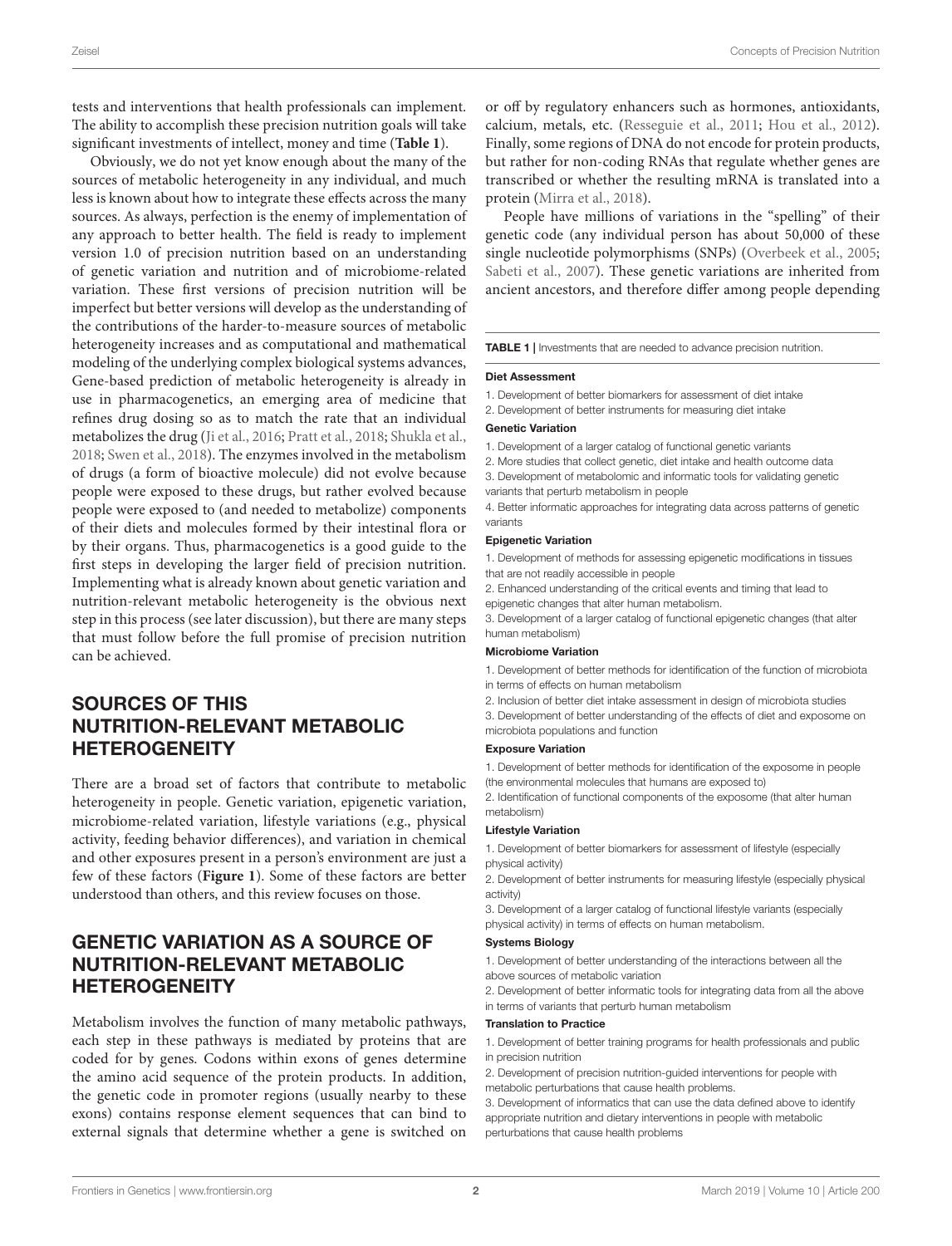tests and interventions that health professionals can implement. The ability to accomplish these precision nutrition goals will take significant investments of intellect, money and time (**Table 1**).

Obviously, we do not yet know enough about the many of the sources of metabolic heterogeneity in any individual, and much less is known about how to integrate these effects across the many sources. As always, perfection is the enemy of implementation of any approach to better health. The field is ready to implement version 1.0 of precision nutrition based on an understanding of genetic variation and nutrition and of microbiome-related variation. These first versions of precision nutrition will be imperfect but better versions will develop as the understanding of the contributions of the harder-to-measure sources of metabolic heterogeneity increases and as computational and mathematical modeling of the underlying complex biological systems advances, Gene-based prediction of metabolic heterogeneity is already in use in pharmacogenetics, an emerging area of medicine that refines drug dosing so as to match the rate that an individual metabolizes the drug (Ji et al., 2016; Pratt et al., 2018; Shukla et al., 2018; Swen et al., 2018). The enzymes involved in the metabolism of drugs (a form of bioactive molecule) did not evolve because people were exposed to these drugs, but rather evolved because people were exposed to (and needed to metabolize) components of their diets and molecules formed by their intestinal flora or by their organs. Thus, pharmacogenetics is a good guide to the first steps in developing the larger field of precision nutrition. Implementing what is already known about genetic variation and nutrition-relevant metabolic heterogeneity is the obvious next step in this process (see later discussion), but there are many steps that must follow before the full promise of precision nutrition can be achieved.

## SOURCES OF THIS NUTRITION-RELEVANT METABOLIC HETEROGENEITY

There are a broad set of factors that contribute to metabolic heterogeneity in people. Genetic variation, epigenetic variation, microbiome-related variation, lifestyle variations (e.g., physical activity, feeding behavior differences), and variation in chemical and other exposures present in a person's environment are just a few of these factors (**Figure 1**). Some of these factors are better understood than others, and this review focuses on those.

## GENETIC VARIATION AS A SOURCE OF NUTRITION-RELEVANT METABOLIC HETEROGENEITY

Metabolism involves the function of many metabolic pathways, each step in these pathways is mediated by proteins that are coded for by genes. Codons within exons of genes determine the amino acid sequence of the protein products. In addition, the genetic code in promoter regions (usually nearby to these exons) contains response element sequences that can bind to external signals that determine whether a gene is switched on or off by regulatory enhancers such as hormones, antioxidants, calcium, metals, etc. (Resseguie et al., 2011; Hou et al., 2012). Finally, some regions of DNA do not encode for protein products, but rather for non-coding RNAs that regulate whether genes are transcribed or whether the resulting mRNA is translated into a protein (Mirra et al., 2018).

People have millions of variations in the "spelling" of their genetic code (any individual person has about 50,000 of these single nucleotide polymorphisms (SNPs) (Overbeek et al., 2005; Sabeti et al., 2007). These genetic variations are inherited from ancient ancestors, and therefore differ among people depending

**TABLE 1** | Investments that are needed to advance precision nutrition.

| |
|---|
| **Diet Assessment** |
| 1. Development of better biomarkers for assessment of diet intake |
| 2. Development of better instruments for measuring diet intake |
| **Genetic Variation** |
| 1. Development of a larger catalog of functional genetic variants |
| 2. More studies that collect genetic, diet intake and health outcome data |
| 3. Development of metabolomic and informatic tools for validating genetic variants that perturb metabolism in people |
| 4. Better informatic approaches for integrating data across patterns of genetic variants |
| **Epigenetic Variation** |
| 1. Development of methods for assessing epigenetic modifications in tissues that are not readily accessible in people |
| 2. Enhanced understanding of the critical events and timing that lead to epigenetic changes that alter human metabolism. |
| 3. Development of a larger catalog of functional epigenetic changes (that alter human metabolism) |
| **Microbiome Variation** |
| 1. Development of better methods for identification of the function of microbiota in terms of effects on human metabolism |
| 2. Inclusion of better diet intake assessment in design of microbiota studies |
| 3. Development of better understanding of the effects of diet and exposome on microbiota populations and function |
| **Exposure Variation** |
| 1. Development of better methods for identification of the exposome in people (the environmental molecules that humans are exposed to) |
| 2. Identification of functional components of the exposome (that alter human metabolism) |
| **Lifestyle Variation** |
| 1. Development of better biomarkers for assessment of lifestyle (especially physical activity) |
| 2. Development of better instruments for measuring lifestyle (especially physical activity) |
| 3. Development of a larger catalog of functional lifestyle variants (especially physical activity) in terms of effects on human metabolism. |
| **Systems Biology** |
| 1. Development of better understanding of the interactions between all the above sources of metabolic variation |
| 2. Development of better informatic tools for integrating data from all the above in terms of variants that perturb human metabolism |
| **Translation to Practice** |
| 1. Development of better training programs for health professionals and public in precision nutrition |
| 2. Development of precision nutrition-guided interventions for people with metabolic perturbations that cause health problems. |
| 3. Development of informatics that can use the data defined above to identify appropriate nutrition and dietary interventions in people with metabolic perturbations that cause health problems |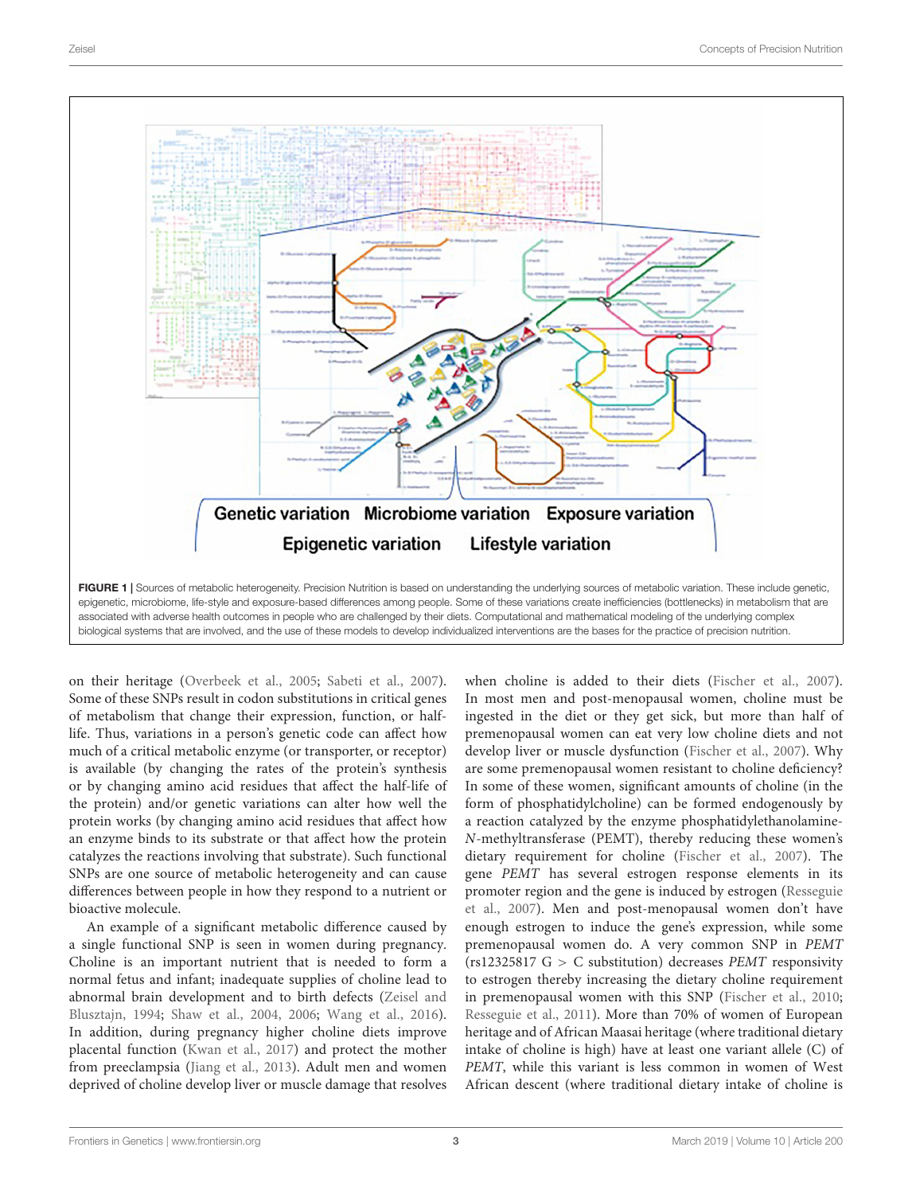Genetic variation Microbiome variation Exposure variation

Epigenetic variation Lifestyle variation

**FIGURE 1 |** Sources of metabolic heterogeneity. Precision Nutrition is based on understanding the underlying sources of metabolic variation. These include genetic, epigenetic, microbiome, life-style and exposure-based differences among people. Some of these variations create inefficiencies (bottlenecks) in metabolism that are associated with adverse health outcomes in people who are challenged by their diets. Computational and mathematical modeling of the underlying complex biological systems that are involved, and the use of these models to develop individualized interventions are the bases for the practice of precision nutrition.

on their heritage (Overbeek et al., 2005; Sabeti et al., 2007). Some of these SNPs result in codon substitutions in critical genes of metabolism that change their expression, function, or half-life. Thus, variations in a person's genetic code can affect how much of a critical metabolic enzyme (or transporter, or receptor) is available (by changing the rates of the protein's synthesis or by changing amino acid residues that affect the half-life of the protein) and/or genetic variations can alter how well the protein works (by changing amino acid residues that affect how an enzyme binds to its substrate or that affect how the protein catalyzes the reactions involving that substrate). Such functional SNPs are one source of metabolic heterogeneity and can cause differences between people in how they respond to a nutrient or bioactive molecule.

An example of a significant metabolic difference caused by a single functional SNP is seen in women during pregnancy. Choline is an important nutrient that is needed to form a normal fetus and infant; inadequate supplies of choline lead to abnormal brain development and to birth defects (Zeisel and Blusztajn, 1994; Shaw et al., 2004, 2006; Wang et al., 2016). In addition, during pregnancy higher choline diets improve placental function (Kwan et al., 2017) and protect the mother from preeclampsia (Jiang et al., 2013). Adult men and women deprived of choline develop liver or muscle damage that resolves when choline is added to their diets (Fischer et al., 2007). In most men and post-menopausal women, choline must be ingested in the diet or they get sick, but more than half of premenopausal women can eat very low choline diets and not develop liver or muscle dysfunction (Fischer et al., 2007). Why are some premenopausal women resistant to choline deficiency? In some of these women, significant amounts of choline (in the form of phosphatidylcholine) can be formed endogenously by a reaction catalyzed by the enzyme phosphatidylethanolamine-*N*-methyltransferase (PEMT), thereby reducing these women's dietary requirement for choline (Fischer et al., 2007). The gene *PEMT* has several estrogen response elements in its promoter region and the gene is induced by estrogen (Resseguie et al., 2007). Men and post-menopausal women don't have enough estrogen to induce the gene's expression, while some premenopausal women do. A very common SNP in *PEMT* (rs12325817 G > C substitution) decreases *PEMT* responsivity to estrogen thereby increasing the dietary choline requirement in premenopausal women with this SNP (Fischer et al., 2010; Resseguie et al., 2011). More than 70% of women of European heritage and of African Maasai heritage (where traditional dietary intake of choline is high) have at least one variant allele (C) of *PEMT*, while this variant is less common in women of West African descent (where traditional dietary intake of choline is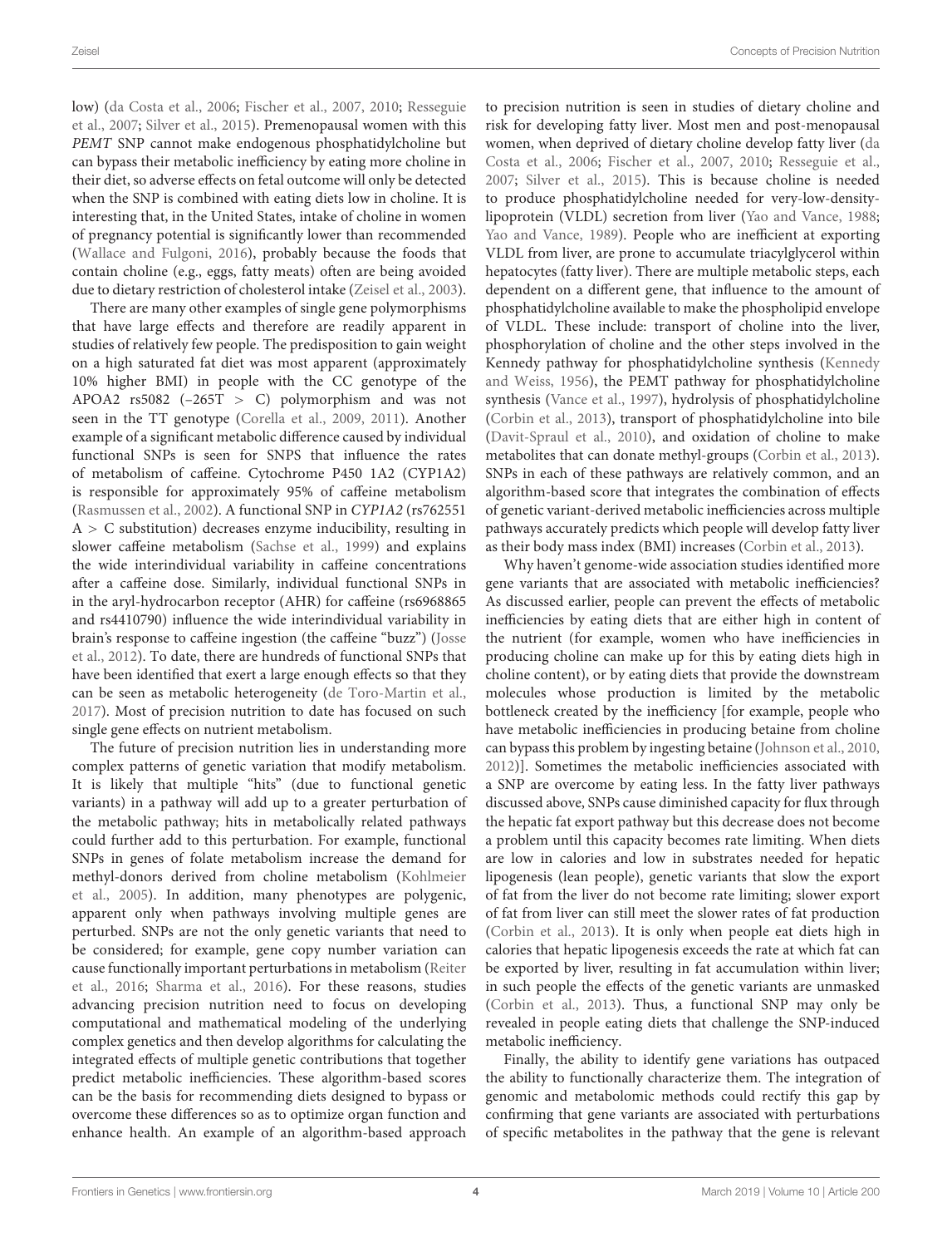low) (da Costa et al., 2006; Fischer et al., 2007, 2010; Resseguie et al., 2007; Silver et al., 2015). Premenopausal women with this *PEMT* SNP cannot make endogenous phosphatidylcholine but can bypass their metabolic inefficiency by eating more choline in their diet, so adverse effects on fetal outcome will only be detected when the SNP is combined with eating diets low in choline. It is interesting that, in the United States, intake of choline in women of pregnancy potential is significantly lower than recommended (Wallace and Fulgoni, 2016), probably because the foods that contain choline (e.g., eggs, fatty meats) often are being avoided due to dietary restriction of cholesterol intake (Zeisel et al., 2003).

There are many other examples of single gene polymorphisms that have large effects and therefore are readily apparent in studies of relatively few people. The predisposition to gain weight on a high saturated fat diet was most apparent (approximately 10% higher BMI) in people with the CC genotype of the APOA2 rs5082 (–265T > C) polymorphism and was not seen in the TT genotype (Corella et al., 2009, 2011). Another example of a significant metabolic difference caused by individual functional SNPs is seen for SNPS that influence the rates of metabolism of caffeine. Cytochrome P450 1A2 (CYP1A2) is responsible for approximately 95% of caffeine metabolism (Rasmussen et al., 2002). A functional SNP in *CYP1A2* (rs762551 A > C substitution) decreases enzyme inducibility, resulting in slower caffeine metabolism (Sachse et al., 1999) and explains the wide interindividual variability in caffeine concentrations after a caffeine dose. Similarly, individual functional SNPs in in the aryl-hydrocarbon receptor (AHR) for caffeine (rs6968865 and rs4410790) influence the wide interindividual variability in brain's response to caffeine ingestion (the caffeine "buzz") (Josse et al., 2012). To date, there are hundreds of functional SNPs that have been identified that exert a large enough effects so that they can be seen as metabolic heterogeneity (de Toro-Martin et al., 2017). Most of precision nutrition to date has focused on such single gene effects on nutrient metabolism.

The future of precision nutrition lies in understanding more complex patterns of genetic variation that modify metabolism. It is likely that multiple "hits" (due to functional genetic variants) in a pathway will add up to a greater perturbation of the metabolic pathway; hits in metabolically related pathways could further add to this perturbation. For example, functional SNPs in genes of folate metabolism increase the demand for methyl-donors derived from choline metabolism (Kohlmeier et al., 2005). In addition, many phenotypes are polygenic, apparent only when pathways involving multiple genes are perturbed. SNPs are not the only genetic variants that need to be considered; for example, gene copy number variation can cause functionally important perturbations in metabolism (Reiter et al., 2016; Sharma et al., 2016). For these reasons, studies advancing precision nutrition need to focus on developing computational and mathematical modeling of the underlying complex genetics and then develop algorithms for calculating the integrated effects of multiple genetic contributions that together predict metabolic inefficiencies. These algorithm-based scores can be the basis for recommending diets designed to bypass or overcome these differences so as to optimize organ function and enhance health. An example of an algorithm-based approach to precision nutrition is seen in studies of dietary choline and risk for developing fatty liver. Most men and post-menopausal women, when deprived of dietary choline develop fatty liver (da Costa et al., 2006; Fischer et al., 2007, 2010; Resseguie et al., 2007; Silver et al., 2015). This is because choline is needed to produce phosphatidylcholine needed for very-low-density-lipoprotein (VLDL) secretion from liver (Yao and Vance, 1988; Yao and Vance, 1989). People who are inefficient at exporting VLDL from liver, are prone to accumulate triacylglycerol within hepatocytes (fatty liver). There are multiple metabolic steps, each dependent on a different gene, that influence to the amount of phosphatidylcholine available to make the phospholipid envelope of VLDL. These include: transport of choline into the liver, phosphorylation of choline and the other steps involved in the Kennedy pathway for phosphatidylcholine synthesis (Kennedy and Weiss, 1956), the PEMT pathway for phosphatidylcholine synthesis (Vance et al., 1997), hydrolysis of phosphatidylcholine (Corbin et al., 2013), transport of phosphatidylcholine into bile (Davit-Spraul et al., 2010), and oxidation of choline to make metabolites that can donate methyl-groups (Corbin et al., 2013). SNPs in each of these pathways are relatively common, and an algorithm-based score that integrates the combination of effects of genetic variant-derived metabolic inefficiencies across multiple pathways accurately predicts which people will develop fatty liver as their body mass index (BMI) increases (Corbin et al., 2013).

Why haven't genome-wide association studies identified more gene variants that are associated with metabolic inefficiencies? As discussed earlier, people can prevent the effects of metabolic inefficiencies by eating diets that are either high in content of the nutrient (for example, women who have inefficiencies in producing choline can make up for this by eating diets high in choline content), or by eating diets that provide the downstream molecules whose production is limited by the metabolic bottleneck created by the inefficiency [for example, people who have metabolic inefficiencies in producing betaine from choline can bypass this problem by ingesting betaine (Johnson et al., 2010, 2012)]. Sometimes the metabolic inefficiencies associated with a SNP are overcome by eating less. In the fatty liver pathways discussed above, SNPs cause diminished capacity for flux through the hepatic fat export pathway but this decrease does not become a problem until this capacity becomes rate limiting. When diets are low in calories and low in substrates needed for hepatic lipogenesis (lean people), genetic variants that slow the export of fat from the liver do not become rate limiting; slower export of fat from liver can still meet the slower rates of fat production (Corbin et al., 2013). It is only when people eat diets high in calories that hepatic lipogenesis exceeds the rate at which fat can be exported by liver, resulting in fat accumulation within liver; in such people the effects of the genetic variants are unmasked (Corbin et al., 2013). Thus, a functional SNP may only be revealed in people eating diets that challenge the SNP-induced metabolic inefficiency.

Finally, the ability to identify gene variations has outpaced the ability to functionally characterize them. The integration of genomic and metabolomic methods could rectify this gap by confirming that gene variants are associated with perturbations of specific metabolites in the pathway that the gene is relevant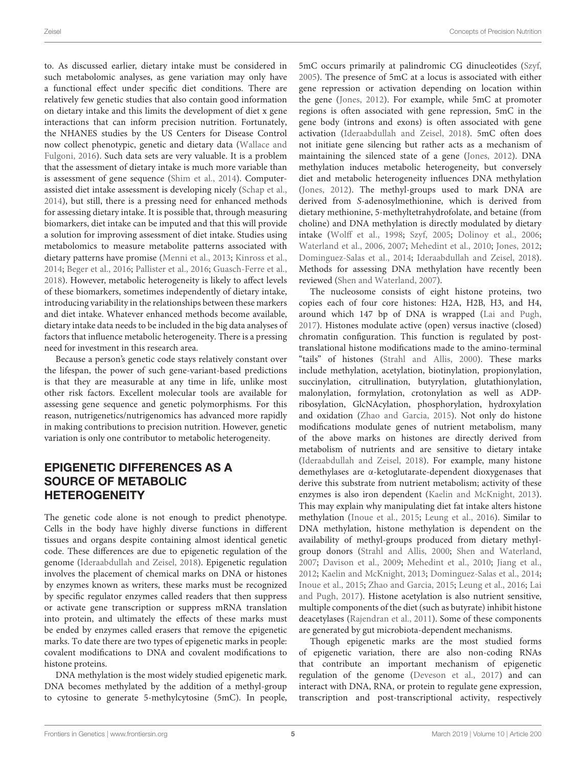to. As discussed earlier, dietary intake must be considered in such metabolomic analyses, as gene variation may only have a functional effect under specific diet conditions. There are relatively few genetic studies that also contain good information on dietary intake and this limits the development of diet x gene interactions that can inform precision nutrition. Fortunately, the NHANES studies by the US Centers for Disease Control now collect phenotypic, genetic and dietary data (Wallace and Fulgoni, 2016). Such data sets are very valuable. It is a problem that the assessment of dietary intake is much more variable than is assessment of gene sequence (Shim et al., 2014). Computer-assisted diet intake assessment is developing nicely (Schap et al., 2014), but still, there is a pressing need for enhanced methods for assessing dietary intake. It is possible that, through measuring biomarkers, diet intake can be imputed and that this will provide a solution for improving assessment of diet intake. Studies using metabolomics to measure metabolite patterns associated with dietary patterns have promise (Menni et al., 2013; Kinross et al., 2014; Beger et al., 2016; Pallister et al., 2016; Guasch-Ferre et al., 2018). However, metabolic heterogeneity is likely to affect levels of these biomarkers, sometimes independently of dietary intake, introducing variability in the relationships between these markers and diet intake. Whatever enhanced methods become available, dietary intake data needs to be included in the big data analyses of factors that influence metabolic heterogeneity. There is a pressing need for investment in this research area.

Because a person's genetic code stays relatively constant over the lifespan, the power of such gene-variant-based predictions is that they are measurable at any time in life, unlike most other risk factors. Excellent molecular tools are available for assessing gene sequence and genetic polymorphisms. For this reason, nutrigenetics/nutrigenomics has advanced more rapidly in making contributions to precision nutrition. However, genetic variation is only one contributor to metabolic heterogeneity.

## EPIGENETIC DIFFERENCES AS A SOURCE OF METABOLIC HETEROGENEITY

The genetic code alone is not enough to predict phenotype. Cells in the body have highly diverse functions in different tissues and organs despite containing almost identical genetic code. These differences are due to epigenetic regulation of the genome (Ideraabdullah and Zeisel, 2018). Epigenetic regulation involves the placement of chemical marks on DNA or histones by enzymes known as writers, these marks must be recognized by specific regulator enzymes called readers that then suppress or activate gene transcription or suppress mRNA translation into protein, and ultimately the effects of these marks must be ended by enzymes called erasers that remove the epigenetic marks. To date there are two types of epigenetic marks in people: covalent modifications to DNA and covalent modifications to histone proteins.

DNA methylation is the most widely studied epigenetic mark. DNA becomes methylated by the addition of a methyl-group to cytosine to generate 5-methylcytosine (5mC). In people, 5mC occurs primarily at palindromic CG dinucleotides (Szyf, 2005). The presence of 5mC at a locus is associated with either gene repression or activation depending on location within the gene (Jones, 2012). For example, while 5mC at promoter regions is often associated with gene repression, 5mC in the gene body (introns and exons) is often associated with gene activation (Ideraabdullah and Zeisel, 2018). 5mC often does not initiate gene silencing but rather acts as a mechanism of maintaining the silenced state of a gene (Jones, 2012). DNA methylation induces metabolic heterogeneity, but conversely diet and metabolic heterogeneity influences DNA methylation (Jones, 2012). The methyl-groups used to mark DNA are derived from *S*-adenosylmethionine, which is derived from dietary methionine, 5-methyltetrahydrofolate, and betaine (from choline) and DNA methylation is directly modulated by dietary intake (Wolff et al., 1998; Szyf, 2005; Dolinoy et al., 2006; Waterland et al., 2006, 2007; Mehedint et al., 2010; Jones, 2012; Dominguez-Salas et al., 2014; Ideraabdullah and Zeisel, 2018). Methods for assessing DNA methylation have recently been reviewed (Shen and Waterland, 2007).

The nucleosome consists of eight histone proteins, two copies each of four core histones: H2A, H2B, H3, and H4, around which 147 bp of DNA is wrapped (Lai and Pugh, 2017). Histones modulate active (open) versus inactive (closed) chromatin configuration. This function is regulated by post-translational histone modifications made to the amino-terminal "tails" of histones (Strahl and Allis, 2000). These marks include methylation, acetylation, biotinylation, propionylation, succinylation, citrullination, butyrylation, glutathionylation, malonylation, formylation, crotonylation as well as ADP-ribosylation, GlcNAcylation, phosphorylation, hydroxylation and oxidation (Zhao and Garcia, 2015). Not only do histone modifications modulate genes of nutrient metabolism, many of the above marks on histones are directly derived from metabolism of nutrients and are sensitive to dietary intake (Ideraabdullah and Zeisel, 2018). For example, many histone demethylases are α-ketoglutarate-dependent dioxygenases that derive this substrate from nutrient metabolism; activity of these enzymes is also iron dependent (Kaelin and McKnight, 2013). This may explain why manipulating diet fat intake alters histone methylation (Inoue et al., 2015; Leung et al., 2016). Similar to DNA methylation, histone methylation is dependent on the availability of methyl-groups produced from dietary methyl-group donors (Strahl and Allis, 2000; Shen and Waterland, 2007; Davison et al., 2009; Mehedint et al., 2010; Jiang et al., 2012; Kaelin and McKnight, 2013; Dominguez-Salas et al., 2014; Inoue et al., 2015; Zhao and Garcia, 2015; Leung et al., 2016; Lai and Pugh, 2017). Histone acetylation is also nutrient sensitive, multiple components of the diet (such as butyrate) inhibit histone deacetylases (Rajendran et al., 2011). Some of these components are generated by gut microbiota-dependent mechanisms.

Though epigenetic marks are the most studied forms of epigenetic variation, there are also non-coding RNAs that contribute an important mechanism of epigenetic regulation of the genome (Deveson et al., 2017) and can interact with DNA, RNA, or protein to regulate gene expression, transcription and post-transcriptional activity, respectively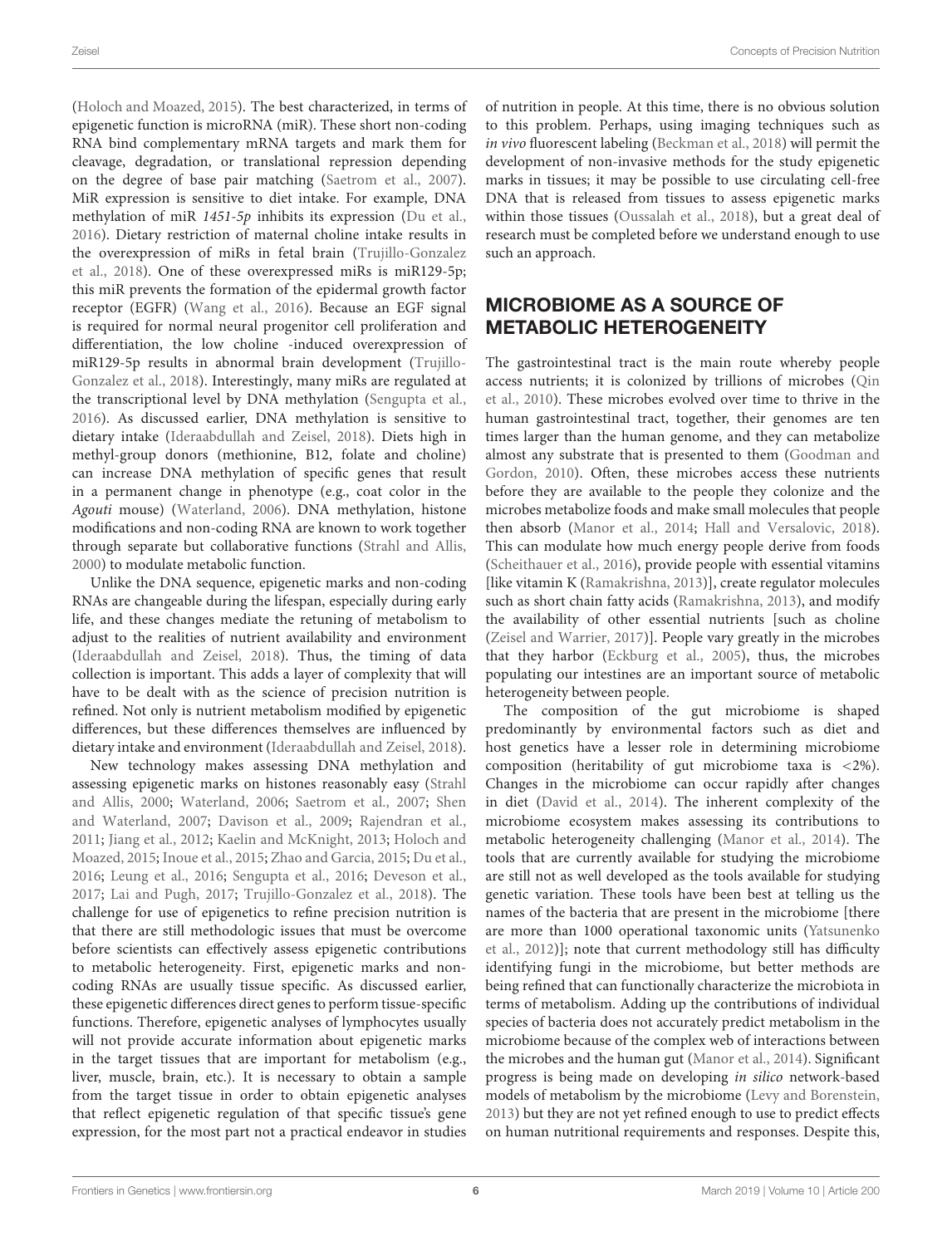(Holoch and Moazed, 2015). The best characterized, in terms of epigenetic function is microRNA (miR). These short non-coding RNA bind complementary mRNA targets and mark them for cleavage, degradation, or translational repression depending on the degree of base pair matching (Saetrom et al., 2007). MiR expression is sensitive to diet intake. For example, DNA methylation of miR *1451-5p* inhibits its expression (Du et al., 2016). Dietary restriction of maternal choline intake results in the overexpression of miRs in fetal brain (Trujillo-Gonzalez et al., 2018). One of these overexpressed miRs is miR129-5p; this miR prevents the formation of the epidermal growth factor receptor (EGFR) (Wang et al., 2016). Because an EGF signal is required for normal neural progenitor cell proliferation and differentiation, the low choline -induced overexpression of miR129-5p results in abnormal brain development (Trujillo-Gonzalez et al., 2018). Interestingly, many miRs are regulated at the transcriptional level by DNA methylation (Sengupta et al., 2016). As discussed earlier, DNA methylation is sensitive to dietary intake (Ideraabdullah and Zeisel, 2018). Diets high in methyl-group donors (methionine, B12, folate and choline) can increase DNA methylation of specific genes that result in a permanent change in phenotype (e.g., coat color in the *Agouti* mouse) (Waterland, 2006). DNA methylation, histone modifications and non-coding RNA are known to work together through separate but collaborative functions (Strahl and Allis, 2000) to modulate metabolic function.

Unlike the DNA sequence, epigenetic marks and non-coding RNAs are changeable during the lifespan, especially during early life, and these changes mediate the retuning of metabolism to adjust to the realities of nutrient availability and environment (Ideraabdullah and Zeisel, 2018). Thus, the timing of data collection is important. This adds a layer of complexity that will have to be dealt with as the science of precision nutrition is refined. Not only is nutrient metabolism modified by epigenetic differences, but these differences themselves are influenced by dietary intake and environment (Ideraabdullah and Zeisel, 2018).

New technology makes assessing DNA methylation and assessing epigenetic marks on histones reasonably easy (Strahl and Allis, 2000; Waterland, 2006; Saetrom et al., 2007; Shen and Waterland, 2007; Davison et al., 2009; Rajendran et al., 2011; Jiang et al., 2012; Kaelin and McKnight, 2013; Holoch and Moazed, 2015; Inoue et al., 2015; Zhao and Garcia, 2015; Du et al., 2016; Leung et al., 2016; Sengupta et al., 2016; Deveson et al., 2017; Lai and Pugh, 2017; Trujillo-Gonzalez et al., 2018). The challenge for use of epigenetics to refine precision nutrition is that there are still methodologic issues that must be overcome before scientists can effectively assess epigenetic contributions to metabolic heterogeneity. First, epigenetic marks and non-coding RNAs are usually tissue specific. As discussed earlier, these epigenetic differences direct genes to perform tissue-specific functions. Therefore, epigenetic analyses of lymphocytes usually will not provide accurate information about epigenetic marks in the target tissues that are important for metabolism (e.g., liver, muscle, brain, etc.). It is necessary to obtain a sample from the target tissue in order to obtain epigenetic analyses that reflect epigenetic regulation of that specific tissue's gene expression, for the most part not a practical endeavor in studies of nutrition in people. At this time, there is no obvious solution to this problem. Perhaps, using imaging techniques such as *in vivo* fluorescent labeling (Beckman et al., 2018) will permit the development of non-invasive methods for the study epigenetic marks in tissues; it may be possible to use circulating cell-free DNA that is released from tissues to assess epigenetic marks within those tissues (Oussalah et al., 2018), but a great deal of research must be completed before we understand enough to use such an approach.

## MICROBIOME AS A SOURCE OF METABOLIC HETEROGENEITY

The gastrointestinal tract is the main route whereby people access nutrients; it is colonized by trillions of microbes (Qin et al., 2010). These microbes evolved over time to thrive in the human gastrointestinal tract, together, their genomes are ten times larger than the human genome, and they can metabolize almost any substrate that is presented to them (Goodman and Gordon, 2010). Often, these microbes access these nutrients before they are available to the people they colonize and the microbes metabolize foods and make small molecules that people then absorb (Manor et al., 2014; Hall and Versalovic, 2018). This can modulate how much energy people derive from foods (Scheithauer et al., 2016), provide people with essential vitamins [like vitamin K (Ramakrishna, 2013)], create regulator molecules such as short chain fatty acids (Ramakrishna, 2013), and modify the availability of other essential nutrients [such as choline (Zeisel and Warrier, 2017)]. People vary greatly in the microbes that they harbor (Eckburg et al., 2005), thus, the microbes populating our intestines are an important source of metabolic heterogeneity between people.

The composition of the gut microbiome is shaped predominantly by environmental factors such as diet and host genetics have a lesser role in determining microbiome composition (heritability of gut microbiome taxa is <2%). Changes in the microbiome can occur rapidly after changes in diet (David et al., 2014). The inherent complexity of the microbiome ecosystem makes assessing its contributions to metabolic heterogeneity challenging (Manor et al., 2014). The tools that are currently available for studying the microbiome are still not as well developed as the tools available for studying genetic variation. These tools have been best at telling us the names of the bacteria that are present in the microbiome [there are more than 1000 operational taxonomic units (Yatsunenko et al., 2012)]; note that current methodology still has difficulty identifying fungi in the microbiome, but better methods are being refined that can functionally characterize the microbiota in terms of metabolism. Adding up the contributions of individual species of bacteria does not accurately predict metabolism in the microbiome because of the complex web of interactions between the microbes and the human gut (Manor et al., 2014). Significant progress is being made on developing *in silico* network-based models of metabolism by the microbiome (Levy and Borenstein, 2013) but they are not yet refined enough to use to predict effects on human nutritional requirements and responses. Despite this,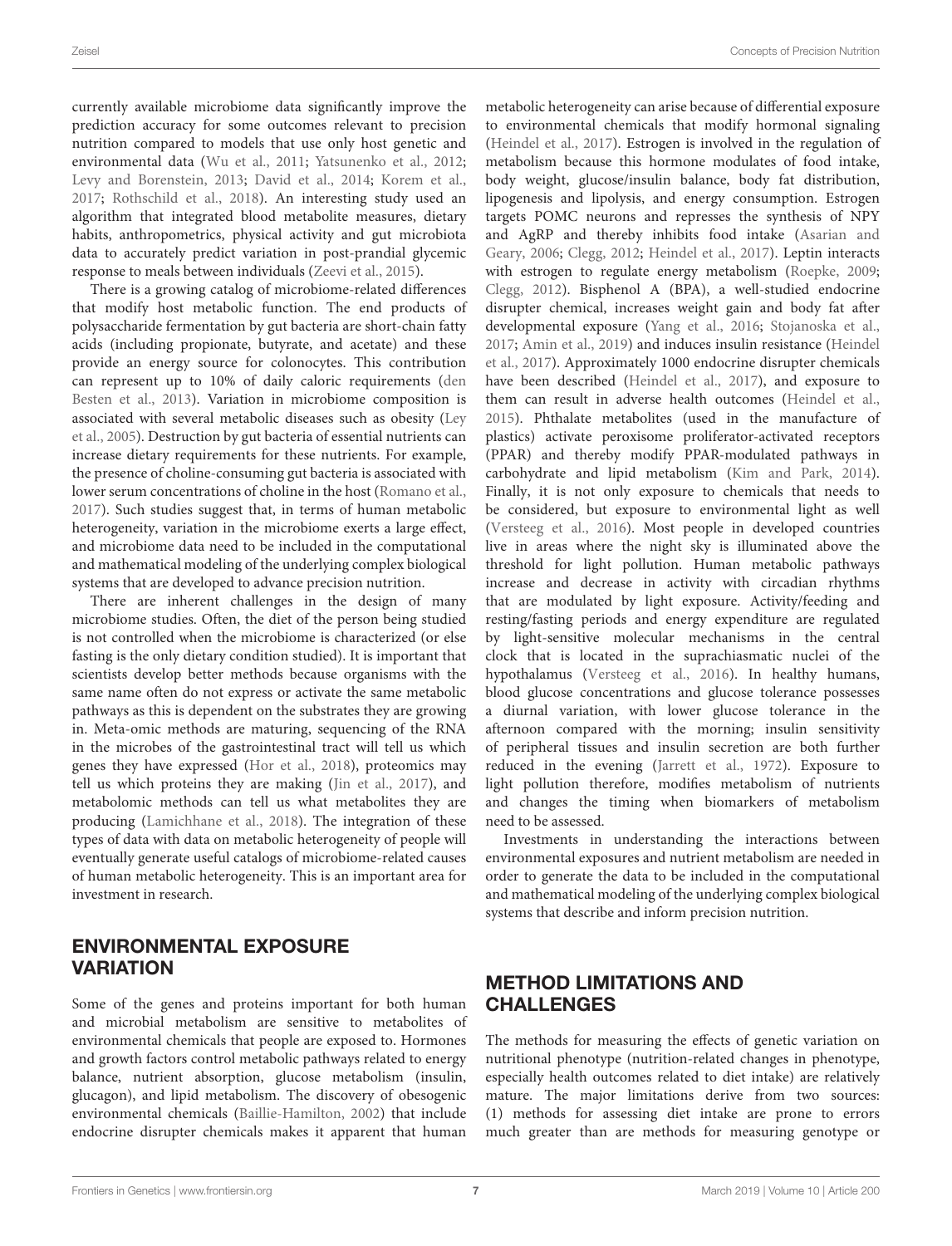currently available microbiome data significantly improve the prediction accuracy for some outcomes relevant to precision nutrition compared to models that use only host genetic and environmental data (Wu et al., 2011; Yatsunenko et al., 2012; Levy and Borenstein, 2013; David et al., 2014; Korem et al., 2017; Rothschild et al., 2018). An interesting study used an algorithm that integrated blood metabolite measures, dietary habits, anthropometrics, physical activity and gut microbiota data to accurately predict variation in post-prandial glycemic response to meals between individuals (Zeevi et al., 2015).

There is a growing catalog of microbiome-related differences that modify host metabolic function. The end products of polysaccharide fermentation by gut bacteria are short-chain fatty acids (including propionate, butyrate, and acetate) and these provide an energy source for colonocytes. This contribution can represent up to 10% of daily caloric requirements (den Besten et al., 2013). Variation in microbiome composition is associated with several metabolic diseases such as obesity (Ley et al., 2005). Destruction by gut bacteria of essential nutrients can increase dietary requirements for these nutrients. For example, the presence of choline-consuming gut bacteria is associated with lower serum concentrations of choline in the host (Romano et al., 2017). Such studies suggest that, in terms of human metabolic heterogeneity, variation in the microbiome exerts a large effect, and microbiome data need to be included in the computational and mathematical modeling of the underlying complex biological systems that are developed to advance precision nutrition.

There are inherent challenges in the design of many microbiome studies. Often, the diet of the person being studied is not controlled when the microbiome is characterized (or else fasting is the only dietary condition studied). It is important that scientists develop better methods because organisms with the same name often do not express or activate the same metabolic pathways as this is dependent on the substrates they are growing in. Meta-omic methods are maturing, sequencing of the RNA in the microbes of the gastrointestinal tract will tell us which genes they have expressed (Hor et al., 2018), proteomics may tell us which proteins they are making (Jin et al., 2017), and metabolomic methods can tell us what metabolites they are producing (Lamichhane et al., 2018). The integration of these types of data with data on metabolic heterogeneity of people will eventually generate useful catalogs of microbiome-related causes of human metabolic heterogeneity. This is an important area for investment in research.

## ENVIRONMENTAL EXPOSURE VARIATION

Some of the genes and proteins important for both human and microbial metabolism are sensitive to metabolites of environmental chemicals that people are exposed to. Hormones and growth factors control metabolic pathways related to energy balance, nutrient absorption, glucose metabolism (insulin, glucagon), and lipid metabolism. The discovery of obesogenic environmental chemicals (Baillie-Hamilton, 2002) that include endocrine disrupter chemicals makes it apparent that human metabolic heterogeneity can arise because of differential exposure to environmental chemicals that modify hormonal signaling (Heindel et al., 2017). Estrogen is involved in the regulation of metabolism because this hormone modulates of food intake, body weight, glucose/insulin balance, body fat distribution, lipogenesis and lipolysis, and energy consumption. Estrogen targets POMC neurons and represses the synthesis of NPY and AgRP and thereby inhibits food intake (Asarian and Geary, 2006; Clegg, 2012; Heindel et al., 2017). Leptin interacts with estrogen to regulate energy metabolism (Roepke, 2009; Clegg, 2012). Bisphenol A (BPA), a well-studied endocrine disrupter chemical, increases weight gain and body fat after developmental exposure (Yang et al., 2016; Stojanoska et al., 2017; Amin et al., 2019) and induces insulin resistance (Heindel et al., 2017). Approximately 1000 endocrine disrupter chemicals have been described (Heindel et al., 2017), and exposure to them can result in adverse health outcomes (Heindel et al., 2015). Phthalate metabolites (used in the manufacture of plastics) activate peroxisome proliferator-activated receptors (PPAR) and thereby modify PPAR-modulated pathways in carbohydrate and lipid metabolism (Kim and Park, 2014). Finally, it is not only exposure to chemicals that needs to be considered, but exposure to environmental light as well (Versteeg et al., 2016). Most people in developed countries live in areas where the night sky is illuminated above the threshold for light pollution. Human metabolic pathways increase and decrease in activity with circadian rhythms that are modulated by light exposure. Activity/feeding and resting/fasting periods and energy expenditure are regulated by light-sensitive molecular mechanisms in the central clock that is located in the suprachiasmatic nuclei of the hypothalamus (Versteeg et al., 2016). In healthy humans, blood glucose concentrations and glucose tolerance possesses a diurnal variation, with lower glucose tolerance in the afternoon compared with the morning; insulin sensitivity of peripheral tissues and insulin secretion are both further reduced in the evening (Jarrett et al., 1972). Exposure to light pollution therefore, modifies metabolism of nutrients and changes the timing when biomarkers of metabolism need to be assessed.

Investments in understanding the interactions between environmental exposures and nutrient metabolism are needed in order to generate the data to be included in the computational and mathematical modeling of the underlying complex biological systems that describe and inform precision nutrition.

## METHOD LIMITATIONS AND CHALLENGES

The methods for measuring the effects of genetic variation on nutritional phenotype (nutrition-related changes in phenotype, especially health outcomes related to diet intake) are relatively mature. The major limitations derive from two sources: (1) methods for assessing diet intake are prone to errors much greater than are methods for measuring genotype or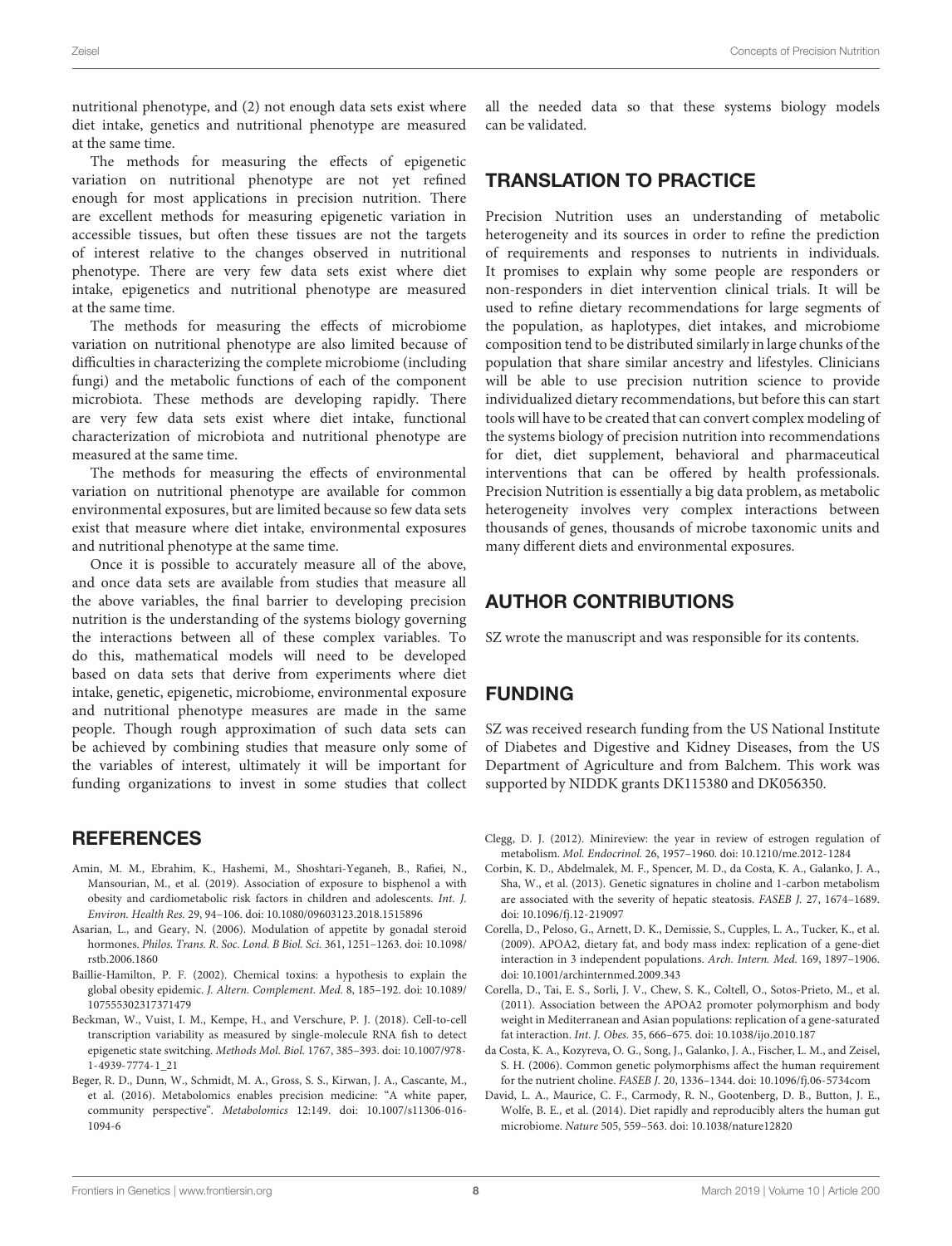nutritional phenotype, and (2) not enough data sets exist where diet intake, genetics and nutritional phenotype are measured at the same time.

The methods for measuring the effects of epigenetic variation on nutritional phenotype are not yet refined enough for most applications in precision nutrition. There are excellent methods for measuring epigenetic variation in accessible tissues, but often these tissues are not the targets of interest relative to the changes observed in nutritional phenotype. There are very few data sets exist where diet intake, epigenetics and nutritional phenotype are measured at the same time.

The methods for measuring the effects of microbiome variation on nutritional phenotype are also limited because of difficulties in characterizing the complete microbiome (including fungi) and the metabolic functions of each of the component microbiota. These methods are developing rapidly. There are very few data sets exist where diet intake, functional characterization of microbiota and nutritional phenotype are measured at the same time.

The methods for measuring the effects of environmental variation on nutritional phenotype are available for common environmental exposures, but are limited because so few data sets exist that measure where diet intake, environmental exposures and nutritional phenotype at the same time.

Once it is possible to accurately measure all of the above, and once data sets are available from studies that measure all the above variables, the final barrier to developing precision nutrition is the understanding of the systems biology governing the interactions between all of these complex variables. To do this, mathematical models will need to be developed based on data sets that derive from experiments where diet intake, genetic, epigenetic, microbiome, environmental exposure and nutritional phenotype measures are made in the same people. Though rough approximation of such data sets can be achieved by combining studies that measure only some of the variables of interest, ultimately it will be important for funding organizations to invest in some studies that collect all the needed data so that these systems biology models can be validated.

## TRANSLATION TO PRACTICE

Precision Nutrition uses an understanding of metabolic heterogeneity and its sources in order to refine the prediction of requirements and responses to nutrients in individuals. It promises to explain why some people are responders or non-responders in diet intervention clinical trials. It will be used to refine dietary recommendations for large segments of the population, as haplotypes, diet intakes, and microbiome composition tend to be distributed similarly in large chunks of the population that share similar ancestry and lifestyles. Clinicians will be able to use precision nutrition science to provide individualized dietary recommendations, but before this can start tools will have to be created that can convert complex modeling of the systems biology of precision nutrition into recommendations for diet, diet supplement, behavioral and pharmaceutical interventions that can be offered by health professionals. Precision Nutrition is essentially a big data problem, as metabolic heterogeneity involves very complex interactions between thousands of genes, thousands of microbe taxonomic units and many different diets and environmental exposures.

## AUTHOR CONTRIBUTIONS

SZ wrote the manuscript and was responsible for its contents.

## FUNDING

SZ was received research funding from the US National Institute of Diabetes and Digestive and Kidney Diseases, from the US Department of Agriculture and from Balchem. This work was supported by NIDDK grants DK115380 and DK056350.

## REFERENCES

Amin, M. M., Ebrahim, K., Hashemi, M., Shoshtari-Yeganeh, B., Rafiei, N., Mansourian, M., et al. (2019). Association of exposure to bisphenol a with obesity and cardiometabolic risk factors in children and adolescents. *Int. J. Environ. Health Res.* 29, 94–106. doi: 10.1080/09603123.2018.1515896

Asarian, L., and Geary, N. (2006). Modulation of appetite by gonadal steroid hormones. *Philos. Trans. R. Soc. Lond. B Biol. Sci.* 361, 1251–1263. doi: 10.1098/rstb.2006.1860

Baillie-Hamilton, P. F. (2002). Chemical toxins: a hypothesis to explain the global obesity epidemic. *J. Altern. Complement. Med.* 8, 185–192. doi: 10.1089/107555302317371479

Beckman, W., Vuist, I. M., Kempe, H., and Verschure, P. J. (2018). Cell-to-cell transcription variability as measured by single-molecule RNA fish to detect epigenetic state switching. *Methods Mol. Biol.* 1767, 385–393. doi: 10.1007/978-1-4939-7774-1_21

Beger, R. D., Dunn, W., Schmidt, M. A., Gross, S. S., Kirwan, J. A., Cascante, M., et al. (2016). Metabolomics enables precision medicine: "A white paper, community perspective". *Metabolomics* 12:149. doi: 10.1007/s11306-016-1094-6

Clegg, D. J. (2012). Minireview: the year in review of estrogen regulation of metabolism. *Mol. Endocrinol.* 26, 1957–1960. doi: 10.1210/me.2012-1284

Corbin, K. D., Abdelmalek, M. F., Spencer, M. D., da Costa, K. A., Galanko, J. A., Sha, W., et al. (2013). Genetic signatures in choline and 1-carbon metabolism are associated with the severity of hepatic steatosis. *FASEB J.* 27, 1674–1689. doi: 10.1096/fj.12-219097

Corella, D., Peloso, G., Arnett, D. K., Demissie, S., Cupples, L. A., Tucker, K., et al. (2009). APOA2, dietary fat, and body mass index: replication of a gene-diet interaction in 3 independent populations. *Arch. Intern. Med.* 169, 1897–1906. doi: 10.1001/archinternmed.2009.343

Corella, D., Tai, E. S., Sorli, J. V., Chew, S. K., Coltell, O., Sotos-Prieto, M., et al. (2011). Association between the APOA2 promoter polymorphism and body weight in Mediterranean and Asian populations: replication of a gene-saturated fat interaction. *Int. J. Obes.* 35, 666–675. doi: 10.1038/ijo.2010.187

da Costa, K. A., Kozyreva, O. G., Song, J., Galanko, J. A., Fischer, L. M., and Zeisel, S. H. (2006). Common genetic polymorphisms affect the human requirement for the nutrient choline. *FASEB J.* 20, 1336–1344. doi: 10.1096/fj.06-5734com

David, L. A., Maurice, C. F., Carmody, R. N., Gootenberg, D. B., Button, J. E., Wolfe, B. E., et al. (2014). Diet rapidly and reproducibly alters the human gut microbiome. *Nature* 505, 559–563. doi: 10.1038/nature12820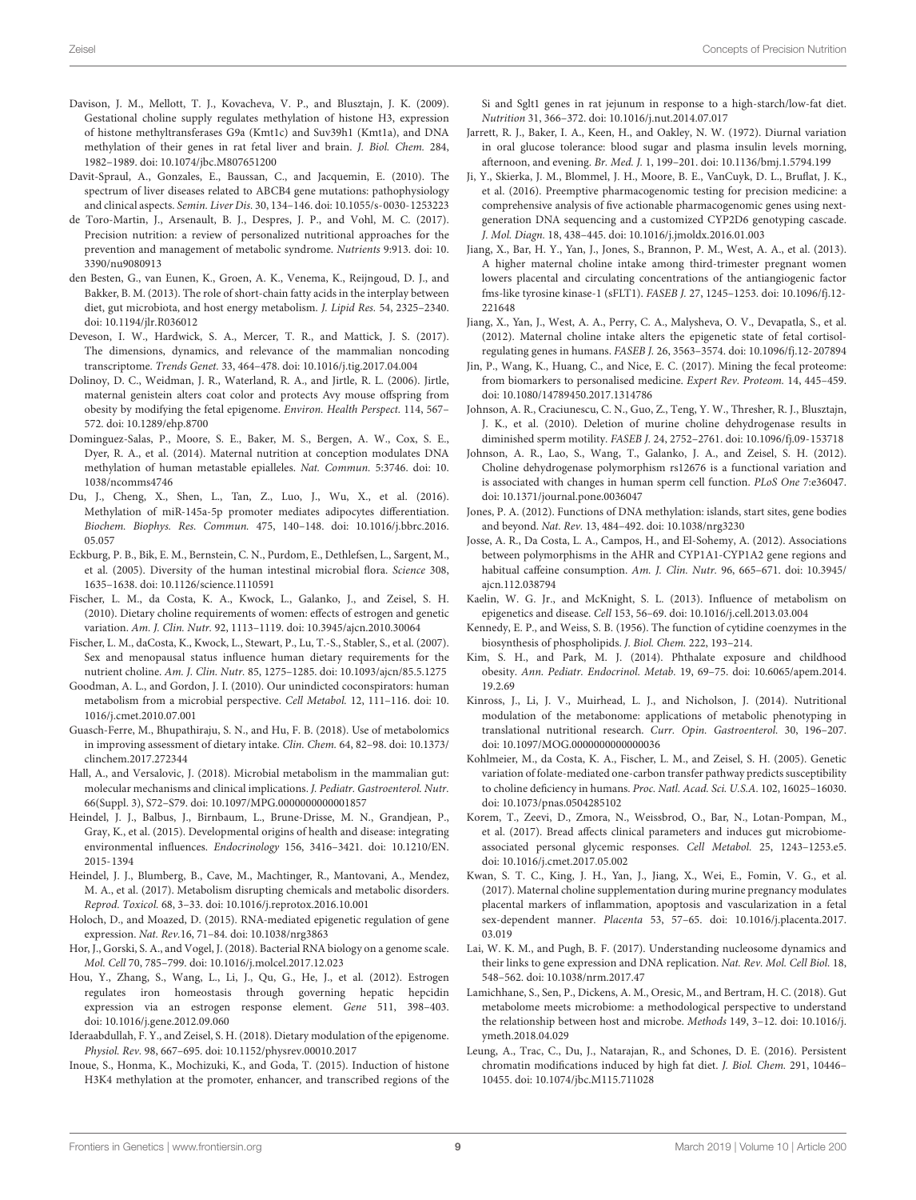Davison, J. M., Mellott, T. J., Kovacheva, V. P., and Blusztajn, J. K. (2009). Gestational choline supply regulates methylation of histone H3, expression of histone methyltransferases G9a (Kmt1c) and Suv39h1 (Kmt1a), and DNA methylation of their genes in rat fetal liver and brain. *J. Biol. Chem.* 284, 1982–1989. doi: 10.1074/jbc.M807651200

Davit-Spraul, A., Gonzales, E., Baussan, C., and Jacquemin, E. (2010). The spectrum of liver diseases related to ABCB4 gene mutations: pathophysiology and clinical aspects. *Semin. Liver Dis.* 30, 134–146. doi: 10.1055/s-0030-1253223

de Toro-Martin, J., Arsenault, B. J., Despres, J. P., and Vohl, M. C. (2017). Precision nutrition: a review of personalized nutritional approaches for the prevention and management of metabolic syndrome. *Nutrients* 9:913. doi: 10.3390/nu9080913

den Besten, G., van Eunen, K., Groen, A. K., Venema, K., Reijngoud, D. J., and Bakker, B. M. (2013). The role of short-chain fatty acids in the interplay between diet, gut microbiota, and host energy metabolism. *J. Lipid Res.* 54, 2325–2340. doi: 10.1194/jlr.R036012

Deveson, I. W., Hardwick, S. A., Mercer, T. R., and Mattick, J. S. (2017). The dimensions, dynamics, and relevance of the mammalian noncoding transcriptome. *Trends Genet.* 33, 464–478. doi: 10.1016/j.tig.2017.04.004

Dolinoy, D. C., Weidman, J. R., Waterland, R. A., and Jirtle, R. L. (2006). Jirtle, maternal genistein alters coat color and protects Avy mouse offspring from obesity by modifying the fetal epigenome. *Environ. Health Perspect.* 114, 567–572. doi: 10.1289/ehp.8700

Dominguez-Salas, P., Moore, S. E., Baker, M. S., Bergen, A. W., Cox, S. E., Dyer, R. A., et al. (2014). Maternal nutrition at conception modulates DNA methylation of human metastable epialleles. *Nat. Commun.* 5:3746. doi: 10.1038/ncomms4746

Du, J., Cheng, X., Shen, L., Tan, Z., Luo, J., Wu, X., et al. (2016). Methylation of miR-145a-5p promoter mediates adipocytes differentiation. *Biochem. Biophys. Res. Commun.* 475, 140–148. doi: 10.1016/j.bbrc.2016.05.057

Eckburg, P. B., Bik, E. M., Bernstein, C. N., Purdom, E., Dethlefsen, L., Sargent, M., et al. (2005). Diversity of the human intestinal microbial flora. *Science* 308, 1635–1638. doi: 10.1126/science.1110591

Fischer, L. M., da Costa, K. A., Kwock, L., Galanko, J., and Zeisel, S. H. (2010). Dietary choline requirements of women: effects of estrogen and genetic variation. *Am. J. Clin. Nutr.* 92, 1113–1119. doi: 10.3945/ajcn.2010.30064

Fischer, L. M., daCosta, K., Kwock, L., Stewart, P., Lu, T.-S., Stabler, S., et al. (2007). Sex and menopausal status influence human dietary requirements for the nutrient choline. *Am. J. Clin. Nutr.* 85, 1275–1285. doi: 10.1093/ajcn/85.5.1275

Goodman, A. L., and Gordon, J. I. (2010). Our unindicted coconspirators: human metabolism from a microbial perspective. *Cell Metabol.* 12, 111–116. doi: 10.1016/j.cmet.2010.07.001

Guasch-Ferre, M., Bhupathiraju, S. N., and Hu, F. B. (2018). Use of metabolomics in improving assessment of dietary intake. *Clin. Chem.* 64, 82–98. doi: 10.1373/clinchem.2017.272344

Hall, A., and Versalovic, J. (2018). Microbial metabolism in the mammalian gut: molecular mechanisms and clinical implications. *J. Pediatr. Gastroenterol. Nutr.* 66(Suppl. 3), S72–S79. doi: 10.1097/MPG.0000000000001857

Heindel, J. J., Balbus, J., Birnbaum, L., Brune-Drisse, M. N., Grandjean, P., Gray, K., et al. (2015). Developmental origins of health and disease: integrating environmental influences. *Endocrinology* 156, 3416–3421. doi: 10.1210/EN.2015-1394

Heindel, J. J., Blumberg, B., Cave, M., Machtinger, R., Mantovani, A., Mendez, M. A., et al. (2017). Metabolism disrupting chemicals and metabolic disorders. *Reprod. Toxicol.* 68, 3–33. doi: 10.1016/j.reprotox.2016.10.001

Holoch, D., and Moazed, D. (2015). RNA-mediated epigenetic regulation of gene expression. *Nat. Rev.*16, 71–84. doi: 10.1038/nrg3863

Hor, J., Gorski, S. A., and Vogel, J. (2018). Bacterial RNA biology on a genome scale. *Mol. Cell* 70, 785–799. doi: 10.1016/j.molcel.2017.12.023

Hou, Y., Zhang, S., Wang, L., Li, J., Qu, G., He, J., et al. (2012). Estrogen regulates iron homeostasis through governing hepatic hepcidin expression via an estrogen response element. *Gene* 511, 398–403. doi: 10.1016/j.gene.2012.09.060

Ideraabdullah, F. Y., and Zeisel, S. H. (2018). Dietary modulation of the epigenome. *Physiol. Rev.* 98, 667–695. doi: 10.1152/physrev.00010.2017

Inoue, S., Honma, K., Mochizuki, K., and Goda, T. (2015). Induction of histone H3K4 methylation at the promoter, enhancer, and transcribed regions of the Si and Sglt1 genes in rat jejunum in response to a high-starch/low-fat diet. *Nutrition* 31, 366–372. doi: 10.1016/j.nut.2014.07.017

Jarrett, R. J., Baker, I. A., Keen, H., and Oakley, N. W. (1972). Diurnal variation in oral glucose tolerance: blood sugar and plasma insulin levels morning, afternoon, and evening. *Br. Med. J.* 1, 199–201. doi: 10.1136/bmj.1.5794.199

Ji, Y., Skierka, J. M., Blommel, J. H., Moore, B. E., VanCuyk, D. L., Bruflat, J. K., et al. (2016). Preemptive pharmacogenomic testing for precision medicine: a comprehensive analysis of five actionable pharmacogenomic genes using next-generation DNA sequencing and a customized CYP2D6 genotyping cascade. *J. Mol. Diagn.* 18, 438–445. doi: 10.1016/j.jmoldx.2016.01.003

Jiang, X., Bar, H. Y., Yan, J., Jones, S., Brannon, P. M., West, A. A., et al. (2013). A higher maternal choline intake among third-trimester pregnant women lowers placental and circulating concentrations of the antiangiogenic factor fms-like tyrosine kinase-1 (sFLT1). *FASEB J.* 27, 1245–1253. doi: 10.1096/fj.12-221648

Jiang, X., Yan, J., West, A. A., Perry, C. A., Malysheva, O. V., Devapatla, S., et al. (2012). Maternal choline intake alters the epigenetic state of fetal cortisol-regulating genes in humans. *FASEB J.* 26, 3563–3574. doi: 10.1096/fj.12-207894

Jin, P., Wang, K., Huang, C., and Nice, E. C. (2017). Mining the fecal proteome: from biomarkers to personalised medicine. *Expert Rev. Proteom.* 14, 445–459. doi: 10.1080/14789450.2017.1314786

Johnson, A. R., Craciunescu, C. N., Guo, Z., Teng, Y. W., Thresher, R. J., Blusztajn, J. K., et al. (2010). Deletion of murine choline dehydrogenase results in diminished sperm motility. *FASEB J.* 24, 2752–2761. doi: 10.1096/fj.09-153718

Johnson, A. R., Lao, S., Wang, T., Galanko, J. A., and Zeisel, S. H. (2012). Choline dehydrogenase polymorphism rs12676 is a functional variation and is associated with changes in human sperm cell function. *PLoS One* 7:e36047. doi: 10.1371/journal.pone.0036047

Jones, P. A. (2012). Functions of DNA methylation: islands, start sites, gene bodies and beyond. *Nat. Rev.* 13, 484–492. doi: 10.1038/nrg3230

Josse, A. R., Da Costa, L. A., Campos, H., and El-Sohemy, A. (2012). Associations between polymorphisms in the AHR and CYP1A1-CYP1A2 gene regions and habitual caffeine consumption. *Am. J. Clin. Nutr.* 96, 665–671. doi: 10.3945/ajcn.112.038794

Kaelin, W. G. Jr., and McKnight, S. L. (2013). Influence of metabolism on epigenetics and disease. *Cell* 153, 56–69. doi: 10.1016/j.cell.2013.03.004

Kennedy, E. P., and Weiss, S. B. (1956). The function of cytidine coenzymes in the biosynthesis of phospholipids. *J. Biol. Chem.* 222, 193–214.

Kim, S. H., and Park, M. J. (2014). Phthalate exposure and childhood obesity. *Ann. Pediatr. Endocrinol. Metab.* 19, 69–75. doi: 10.6065/apem.2014.19.2.69

Kinross, J., Li, J. V., Muirhead, L. J., and Nicholson, J. (2014). Nutritional modulation of the metabonome: applications of metabolic phenotyping in translational nutritional research. *Curr. Opin. Gastroenterol.* 30, 196–207. doi: 10.1097/MOG.0000000000000036

Kohlmeier, M., da Costa, K. A., Fischer, L. M., and Zeisel, S. H. (2005). Genetic variation of folate-mediated one-carbon transfer pathway predicts susceptibility to choline deficiency in humans. *Proc. Natl. Acad. Sci. U.S.A.* 102, 16025–16030. doi: 10.1073/pnas.0504285102

Korem, T., Zeevi, D., Zmora, N., Weissbrod, O., Bar, N., Lotan-Pompan, M., et al. (2017). Bread affects clinical parameters and induces gut microbiome-associated personal glycemic responses. *Cell Metabol.* 25, 1243–1253.e5. doi: 10.1016/j.cmet.2017.05.002

Kwan, S. T. C., King, J. H., Yan, J., Jiang, X., Wei, E., Fomin, V. G., et al. (2017). Maternal choline supplementation during murine pregnancy modulates placental markers of inflammation, apoptosis and vascularization in a fetal sex-dependent manner. *Placenta* 53, 57–65. doi: 10.1016/j.placenta.2017.03.019

Lai, W. K. M., and Pugh, B. F. (2017). Understanding nucleosome dynamics and their links to gene expression and DNA replication. *Nat. Rev. Mol. Cell Biol.* 18, 548–562. doi: 10.1038/nrm.2017.47

Lamichhane, S., Sen, P., Dickens, A. M., Oresic, M., and Bertram, H. C. (2018). Gut metabolome meets microbiome: a methodological perspective to understand the relationship between host and microbe. *Methods* 149, 3–12. doi: 10.1016/j.ymeth.2018.04.029

Leung, A., Trac, C., Du, J., Natarajan, R., and Schones, D. E. (2016). Persistent chromatin modifications induced by high fat diet. *J. Biol. Chem.* 291, 10446–10455. doi: 10.1074/jbc.M115.711028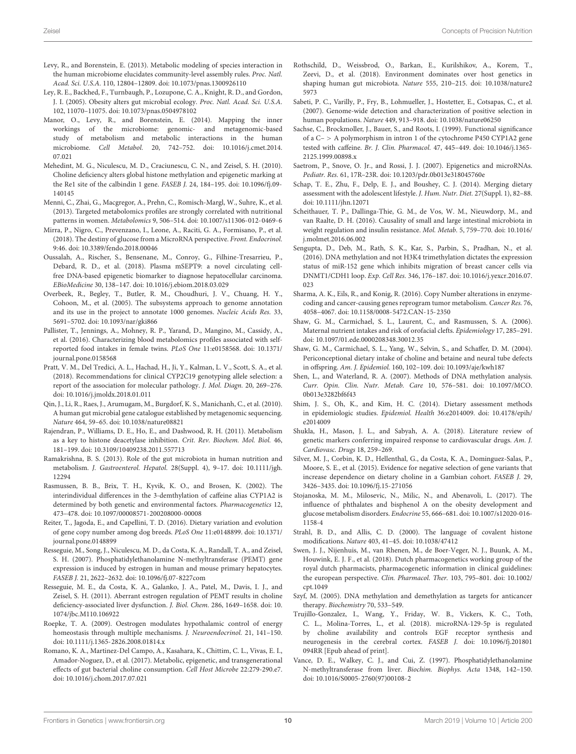Levy, R., and Borenstein, E. (2013). Metabolic modeling of species interaction in the human microbiome elucidates community-level assembly rules. *Proc. Natl. Acad. Sci. U.S.A.* 110, 12804–12809. doi: 10.1073/pnas.1300926110

Ley, R. E., Backhed, F., Turnbaugh, P., Lozupone, C. A., Knight, R. D., and Gordon, J. I. (2005). Obesity alters gut microbial ecology. *Proc. Natl. Acad. Sci. U.S.A.* 102, 11070–11075. doi: 10.1073/pnas.0504978102

Manor, O., Levy, R., and Borenstein, E. (2014). Mapping the inner workings of the microbiome: genomic- and metagenomic-based study of metabolism and metabolic interactions in the human microbiome. *Cell Metabol.* 20, 742–752. doi: 10.1016/j.cmet.2014.07.021

Mehedint, M. G., Niculescu, M. D., Craciunescu, C. N., and Zeisel, S. H. (2010). Choline deficiency alters global histone methylation and epigenetic marking at the Re1 site of the calbindin 1 gene. *FASEB J.* 24, 184–195. doi: 10.1096/fj.09-140145

Menni, C., Zhai, G., Macgregor, A., Prehn, C., Romisch-Margl, W., Suhre, K., et al. (2013). Targeted metabolomics profiles are strongly correlated with nutritional patterns in women. *Metabolomics* 9, 506–514. doi: 10.1007/s11306-012-0469-6

Mirra, P., Nigro, C., Prevenzano, I., Leone, A., Raciti, G. A., Formisano, P., et al. (2018). The destiny of glucose from a MicroRNA perspective. *Front. Endocrinol.* 9:46. doi: 10.3389/fendo.2018.00046

Oussalah, A., Rischer, S., Bensenane, M., Conroy, G., Filhine-Tresarrieu, P., Debard, R. D., et al. (2018). Plasma mSEPT9: a novel circulating cell-free DNA-based epigenetic biomarker to diagnose hepatocellular carcinoma. *EBioMedicine* 30, 138–147. doi: 10.1016/j.ebiom.2018.03.029

Overbeek, R., Begley, T., Butler, R. M., Choudhuri, J. V., Chuang, H. Y., Cohoon, M., et al. (2005). The subsystems approach to genome annotation and its use in the project to annotate 1000 genomes. *Nucleic Acids Res.* 33, 5691–5702. doi: 10.1093/nar/gki866

Pallister, T., Jennings, A., Mohney, R. P., Yarand, D., Mangino, M., Cassidy, A., et al. (2016). Characterizing blood metabolomics profiles associated with self-reported food intakes in female twins. *PLoS One* 11:e0158568. doi: 10.1371/journal.pone.0158568

Pratt, V. M., Del Tredici, A. L., Hachad, H., Ji, Y., Kalman, L. V., Scott, S. A., et al. (2018). Recommendations for clinical CYP2C19 genotyping allele selection: a report of the association for molecular pathology. *J. Mol. Diagn.* 20, 269–276. doi: 10.1016/j.jmoldx.2018.01.011

Qin, J., Li, R., Raes, J., Arumugam, M., Burgdorf, K. S., Manichanh, C., et al. (2010). A human gut microbial gene catalogue established by metagenomic sequencing. *Nature* 464, 59–65. doi: 10.1038/nature08821

Rajendran, P., Williams, D. E., Ho, E., and Dashwood, R. H. (2011). Metabolism as a key to histone deacetylase inhibition. *Crit. Rev. Biochem. Mol. Biol.* 46, 181–199. doi: 10.3109/10409238.2011.557713

Ramakrishna, B. S. (2013). Role of the gut microbiota in human nutrition and metabolism. *J. Gastroenterol. Hepatol.* 28(Suppl. 4), 9–17. doi: 10.1111/jgh.12294

Rasmussen, B. B., Brix, T. H., Kyvik, K. O., and Brosen, K. (2002). The interindividual differences in the 3-demthylation of caffeine alias CYP1A2 is determined by both genetic and environmental factors. *Pharmacogenetics* 12, 473–478. doi: 10.1097/00008571-200208000-00008

Reiter, T., Jagoda, E., and Capellini, T. D. (2016). Dietary variation and evolution of gene copy number among dog breeds. *PLoS One* 11:e0148899. doi: 10.1371/journal.pone.0148899

Resseguie, M., Song, J., Niculescu, M. D., da Costa, K. A., Randall, T. A., and Zeisel, S. H. (2007). Phosphatidylethanolamine N-methyltransferase (PEMT) gene expression is induced by estrogen in human and mouse primary hepatocytes. *FASEB J.* 21, 2622–2632. doi: 10.1096/fj.07-8227com

Resseguie, M. E., da Costa, K. A., Galanko, J. A., Patel, M., Davis, I. J., and Zeisel, S. H. (2011). Aberrant estrogen regulation of PEMT results in choline deficiency-associated liver dysfunction. *J. Biol. Chem.* 286, 1649–1658. doi: 10.1074/jbc.M110.106922

Roepke, T. A. (2009). Oestrogen modulates hypothalamic control of energy homeostasis through multiple mechanisms. *J. Neuroendocrinol.* 21, 141–150. doi: 10.1111/j.1365-2826.2008.01814.x

Romano, K. A., Martinez-Del Campo, A., Kasahara, K., Chittim, C. L., Vivas, E. I., Amador-Noguez, D., et al. (2017). Metabolic, epigenetic, and transgenerational effects of gut bacterial choline consumption. *Cell Host Microbe* 22:279-290.e7. doi: 10.1016/j.chom.2017.07.021

Rothschild, D., Weissbrod, O., Barkan, E., Kurilshikov, A., Korem, T., Zeevi, D., et al. (2018). Environment dominates over host genetics in shaping human gut microbiota. *Nature* 555, 210–215. doi: 10.1038/nature25973

Sabeti, P. C., Varilly, P., Fry, B., Lohmueller, J., Hostetter, E., Cotsapas, C., et al. (2007). Genome-wide detection and characterization of positive selection in human populations. *Nature* 449, 913–918. doi: 10.1038/nature06250

Sachse, C., Brockmoller, J., Bauer, S., and Roots, I. (1999). Functional significance of a C− > A polymorphism in intron 1 of the cytochrome P450 CYP1A2 gene tested with caffeine. *Br. J. Clin. Pharmacol.* 47, 445–449. doi: 10.1046/j.1365-2125.1999.00898.x

Saetrom, P., Snove, O. Jr., and Rossi, J. J. (2007). Epigenetics and microRNAs. *Pediatr. Res.* 61, 17R–23R. doi: 10.1203/pdr.0b013e318045760e

Schap, T. E., Zhu, F., Delp, E. J., and Boushey, C. J. (2014). Merging dietary assessment with the adolescent lifestyle. *J. Hum. Nutr. Diet.* 27(Suppl. 1), 82–88. doi: 10.1111/jhn.12071

Scheithauer, T. P., Dallinga-Thie, G. M., de Vos, W. M., Nieuwdorp, M., and van Raalte, D. H. (2016). Causality of small and large intestinal microbiota in weight regulation and insulin resistance. *Mol. Metab.* 5, 759–770. doi: 10.1016/j.molmet.2016.06.002

Sengupta, D., Deb, M., Rath, S. K., Kar, S., Parbin, S., Pradhan, N., et al. (2016). DNA methylation and not H3K4 trimethylation dictates the expression status of miR-152 gene which inhibits migration of breast cancer cells via DNMT1/CDH1 loop. *Exp. Cell Res.* 346, 176–187. doi: 10.1016/j.yexcr.2016.07.023

Sharma, A. K., Eils, R., and Konig, R. (2016). Copy Number alterations in enzyme-coding and cancer-causing genes reprogram tumor metabolism. *Cancer Res.* 76, 4058–4067. doi: 10.1158/0008-5472.CAN-15-2350

Shaw, G. M., Carmichael, S. L., Laurent, C., and Rasmussen, S. A. (2006). Maternal nutrient intakes and risk of orofacial clefts. *Epidemiology* 17, 285–291. doi: 10.1097/01.ede.0000208348.30012.35

Shaw, G. M., Carmichael, S. L., Yang, W., Selvin, S., and Schaffer, D. M. (2004). Periconceptional dietary intake of choline and betaine and neural tube defects in offspring. *Am. J. Epidemiol.* 160, 102–109. doi: 10.1093/aje/kwh187

Shen, L., and Waterland, R. A. (2007). Methods of DNA methylation analysis. *Curr. Opin. Clin. Nutr. Metab. Care* 10, 576–581. doi: 10.1097/MCO.0b013e3282bf6f43

Shim, J. S., Oh, K., and Kim, H. C. (2014). Dietary assessment methods in epidemiologic studies. *Epidemiol. Health* 36:e2014009. doi: 10.4178/epih/e2014009

Shukla, H., Mason, J. L., and Sabyah, A. A. (2018). Literature review of genetic markers conferring impaired response to cardiovascular drugs. *Am. J. Cardiovasc. Drugs* 18, 259–269.

Silver, M. J., Corbin, K. D., Hellenthal, G., da Costa, K. A., Dominguez-Salas, P., Moore, S. E., et al. (2015). Evidence for negative selection of gene variants that increase dependence on dietary choline in a Gambian cohort. *FASEB J.* 29, 3426–3435. doi: 10.1096/fj.15-271056

Stojanoska, M. M., Milosevic, N., Milic, N., and Abenavoli, L. (2017). The influence of phthalates and bisphenol A on the obesity development and glucose metabolism disorders. *Endocrine* 55, 666–681. doi: 10.1007/s12020-016-1158-4

Strahl, B. D., and Allis, C. D. (2000). The language of covalent histone modifications. *Nature* 403, 41–45. doi: 10.1038/47412

Swen, J. J., Nijenhuis, M., van Rhenen, M., de Boer-Veger, N. J., Buunk, A. M., Houwink, E. J. F., et al. (2018). Dutch pharmacogenetics working group of the royal dutch pharmacists, pharmacogenetic information in clinical guidelines: the european perspective. *Clin. Pharmacol. Ther.* 103, 795–801. doi: 10.1002/cpt.1049

Szyf, M. (2005). DNA methylation and demethylation as targets for anticancer therapy. *Biochemistry* 70, 533–549.

Trujillo-Gonzalez, I., Wang, Y., Friday, W. B., Vickers, K. C., Toth, C. L., Molina-Torres, L., et al. (2018). microRNA-129-5p is regulated by choline availability and controls EGF receptor synthesis and neurogenesis in the cerebral cortex. *FASEB J.* doi: 10.1096/fj.201801094RR [Epub ahead of print].

Vance, D. E., Walkey, C. J., and Cui, Z. (1997). Phosphatidylethanolamine N-methyltransferase from liver. *Biochim. Biophys. Acta* 1348, 142–150. doi: 10.1016/S0005-2760(97)00108-2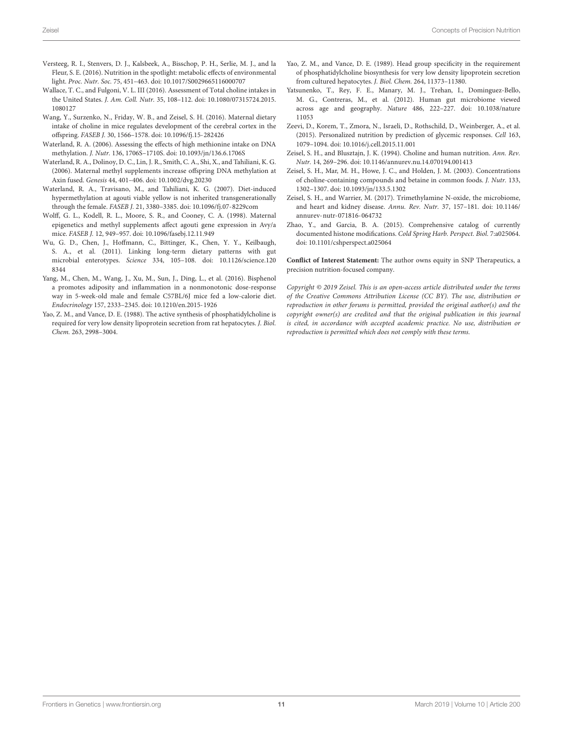Versteeg, R. I., Stenvers, D. J., Kalsbeek, A., Bisschop, P. H., Serlie, M. J., and la Fleur, S. E. (2016). Nutrition in the spotlight: metabolic effects of environmental light. *Proc. Nutr. Soc.* 75, 451–463. doi: 10.1017/S0029665116000707

Wallace, T. C., and Fulgoni, V. L. III (2016). Assessment of Total choline intakes in the United States. *J. Am. Coll. Nutr.* 35, 108–112. doi: 10.1080/07315724.2015.1080127

Wang, Y., Surzenko, N., Friday, W. B., and Zeisel, S. H. (2016). Maternal dietary intake of choline in mice regulates development of the cerebral cortex in the offspring. *FASEB J.* 30, 1566–1578. doi: 10.1096/fj.15-282426

Waterland, R. A. (2006). Assessing the effects of high methionine intake on DNA methylation. *J. Nutr.* 136, 1706S–1710S. doi: 10.1093/jn/136.6.1706S

Waterland, R. A., Dolinoy, D. C., Lin, J. R., Smith, C. A., Shi, X., and Tahiliani, K. G. (2006). Maternal methyl supplements increase offspring DNA methylation at Axin fused. *Genesis* 44, 401–406. doi: 10.1002/dvg.20230

Waterland, R. A., Travisano, M., and Tahiliani, K. G. (2007). Diet-induced hypermethylation at agouti viable yellow is not inherited transgenerationally through the female. *FASEB J.* 21, 3380–3385. doi: 10.1096/fj.07-8229com

Wolff, G. L., Kodell, R. L., Moore, S. R., and Cooney, C. A. (1998). Maternal epigenetics and methyl supplements affect agouti gene expression in Avy/a mice. *FASEB J.* 12, 949–957. doi: 10.1096/fasebj.12.11.949

Wu, G. D., Chen, J., Hoffmann, C., Bittinger, K., Chen, Y. Y., Keilbaugh, S. A., et al. (2011). Linking long-term dietary patterns with gut microbial enterotypes. *Science* 334, 105–108. doi: 10.1126/science.1208344

Yang, M., Chen, M., Wang, J., Xu, M., Sun, J., Ding, L., et al. (2016). Bisphenol a promotes adiposity and inflammation in a nonmonotonic dose-response way in 5-week-old male and female C57BL/6J mice fed a low-calorie diet. *Endocrinology* 157, 2333–2345. doi: 10.1210/en.2015-1926

Yao, Z. M., and Vance, D. E. (1988). The active synthesis of phosphatidylcholine is required for very low density lipoprotein secretion from rat hepatocytes. *J. Biol. Chem.* 263, 2998–3004.

Yao, Z. M., and Vance, D. E. (1989). Head group specificity in the requirement of phosphatidylcholine biosynthesis for very low density lipoprotein secretion from cultured hepatocytes. *J. Biol. Chem.* 264, 11373–11380.

Yatsunenko, T., Rey, F. E., Manary, M. J., Trehan, I., Dominguez-Bello, M. G., Contreras, M., et al. (2012). Human gut microbiome viewed across age and geography. *Nature* 486, 222–227. doi: 10.1038/nature11053

Zeevi, D., Korem, T., Zmora, N., Israeli, D., Rothschild, D., Weinberger, A., et al. (2015). Personalized nutrition by prediction of glycemic responses. *Cell* 163, 1079–1094. doi: 10.1016/j.cell.2015.11.001

Zeisel, S. H., and Blusztajn, J. K. (1994). Choline and human nutrition. *Ann. Rev. Nutr.* 14, 269–296. doi: 10.1146/annurev.nu.14.070194.001413

Zeisel, S. H., Mar, M. H., Howe, J. C., and Holden, J. M. (2003). Concentrations of choline-containing compounds and betaine in common foods. *J. Nutr.* 133, 1302–1307. doi: 10.1093/jn/133.5.1302

Zeisel, S. H., and Warrier, M. (2017). Trimethylamine N-oxide, the microbiome, and heart and kidney disease. *Annu. Rev. Nutr.* 37, 157–181. doi: 10.1146/annurev-nutr-071816-064732

Zhao, Y., and Garcia, B. A. (2015). Comprehensive catalog of currently documented histone modifications. *Cold Spring Harb. Perspect. Biol.* 7:a025064. doi: 10.1101/cshperspect.a025064

**Conflict of Interest Statement:** The author owns equity in SNP Therapeutics, a precision nutrition-focused company.

*Copyright © 2019 Zeisel. This is an open-access article distributed under the terms of the Creative Commons Attribution License (CC BY). The use, distribution or reproduction in other forums is permitted, provided the original author(s) and the copyright owner(s) are credited and that the original publication in this journal is cited, in accordance with accepted academic practice. No use, distribution or reproduction is permitted which does not comply with these terms.*